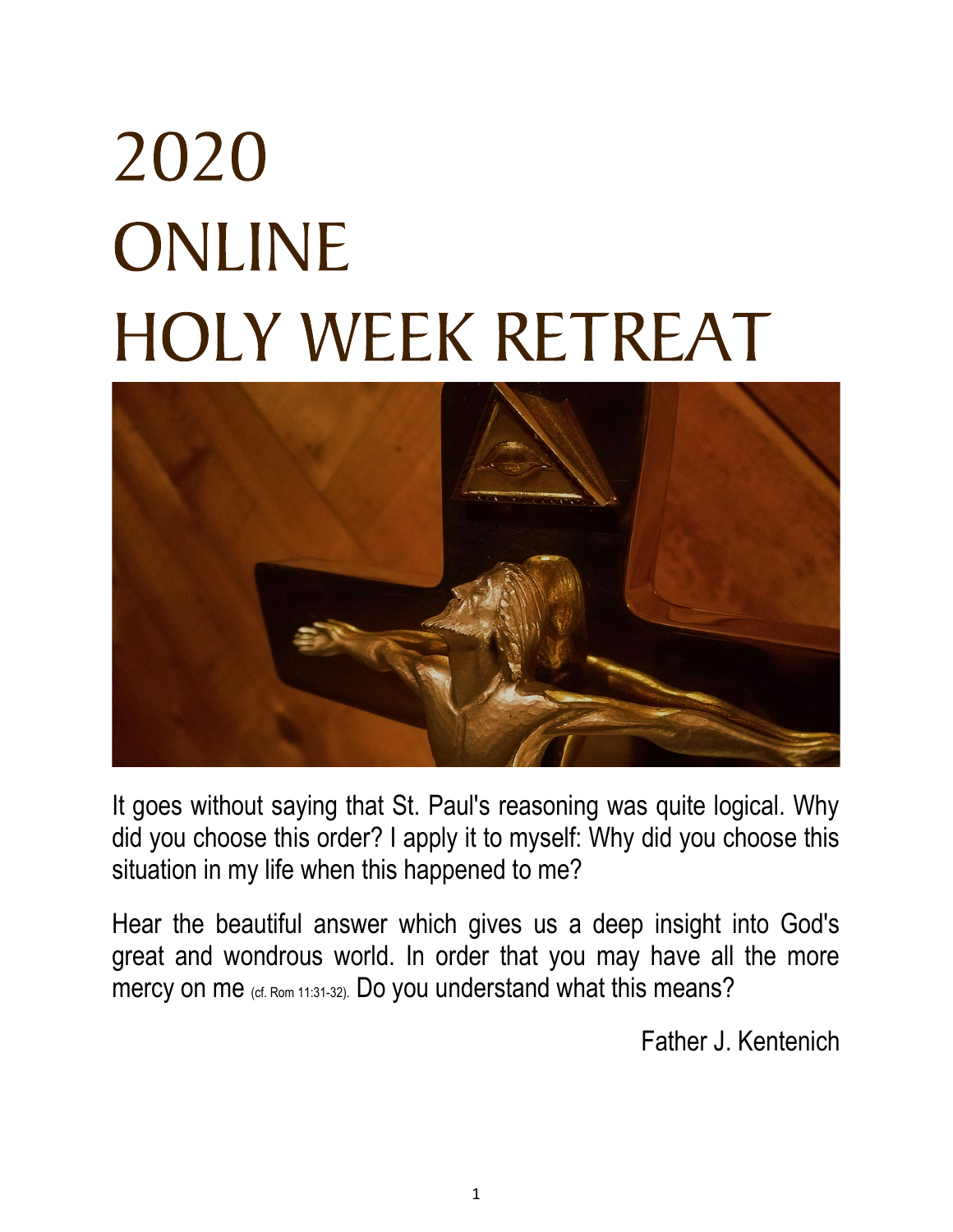# 2020 ONLINE HOLY WEEK RETREAT

It goes without saying that St. Paul's reasoning was quite logical. Why did you choose this order? I apply it to myself: Why did you choose this situation in my life when this happened to me?

Hear the beautiful answer which gives us a deep insight into God's great and wondrous world. In order that you may have all the more mercy on me (cf. Rom 11:31-32). Do you understand what this means?

Father J. Kentenich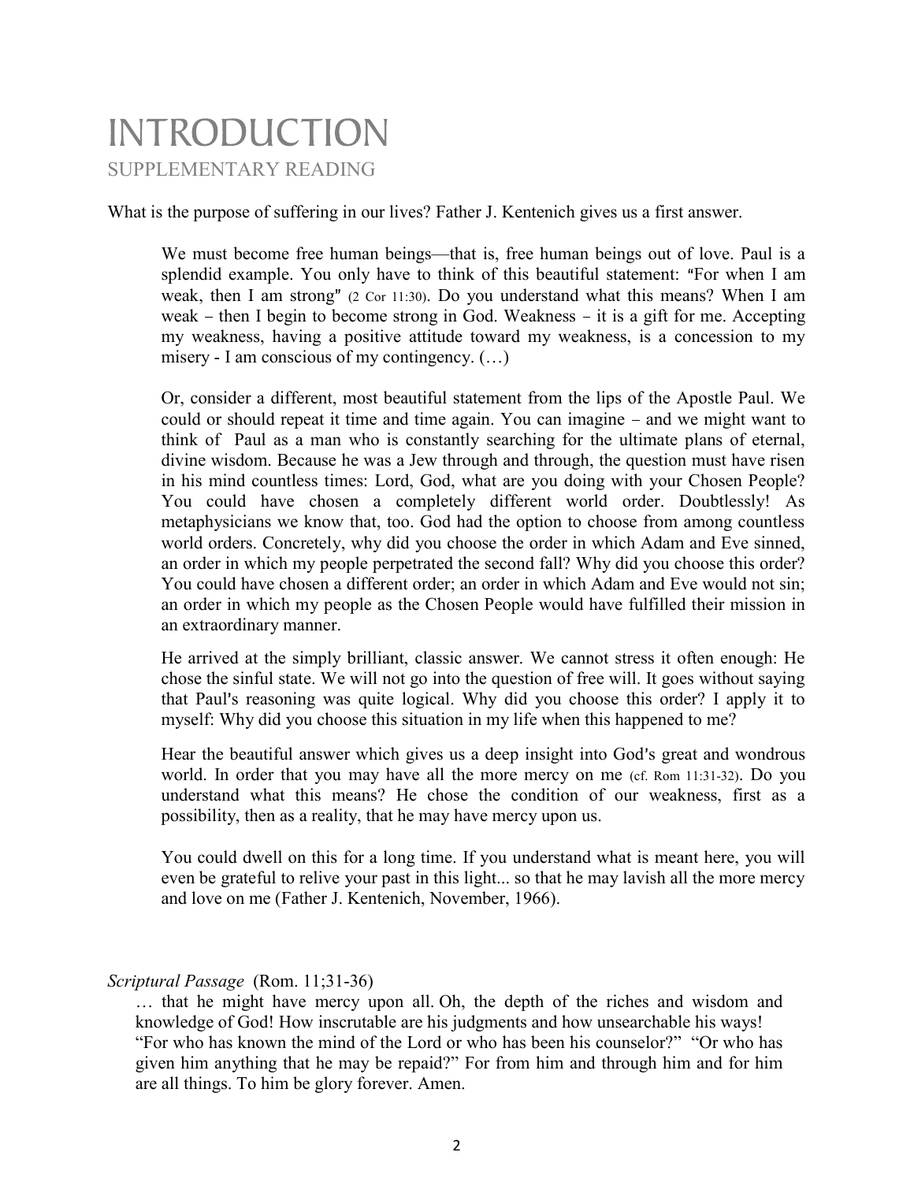# INTRODUCTION

## SUPPLEMENTARY READING

What is the purpose of suffering in our lives? Father J. Kentenich gives us a first answer.

> We must become free human beings—that is, free human beings out of love. Paul is a splendid example. You only have to think of this beautiful statement: "For when I am weak, then I am strong" (2 Cor 11:30). Do you understand what this means? When I am weak – then I begin to become strong in God. Weakness – it is a gift for me. Accepting my weakness, having a positive attitude toward my weakness, is a concession to my misery - I am conscious of my contingency. (…)
>
> Or, consider a different, most beautiful statement from the lips of the Apostle Paul. We could or should repeat it time and time again. You can imagine – and we might want to think of Paul as a man who is constantly searching for the ultimate plans of eternal, divine wisdom. Because he was a Jew through and through, the question must have risen in his mind countless times: Lord, God, what are you doing with your Chosen People? You could have chosen a completely different world order. Doubtlessly! As metaphysicians we know that, too. God had the option to choose from among countless world orders. Concretely, why did you choose the order in which Adam and Eve sinned, an order in which my people perpetrated the second fall? Why did you choose this order? You could have chosen a different order; an order in which Adam and Eve would not sin; an order in which my people as the Chosen People would have fulfilled their mission in an extraordinary manner.
>
> He arrived at the simply brilliant, classic answer. We cannot stress it often enough: He chose the sinful state. We will not go into the question of free will. It goes without saying that Paul's reasoning was quite logical. Why did you choose this order? I apply it to myself: Why did you choose this situation in my life when this happened to me?
>
> Hear the beautiful answer which gives us a deep insight into God's great and wondrous world. In order that you may have all the more mercy on me (cf. Rom 11:31-32). Do you understand what this means? He chose the condition of our weakness, first as a possibility, then as a reality, that he may have mercy upon us.
>
> You could dwell on this for a long time. If you understand what is meant here, you will even be grateful to relive your past in this light... so that he may lavish all the more mercy and love on me (Father J. Kentenich, November, 1966).

*Scriptural Passage* (Rom. 11;31-36)

> … that he might have mercy upon all. Oh, the depth of the riches and wisdom and knowledge of God! How inscrutable are his judgments and how unsearchable his ways! "For who has known the mind of the Lord or who has been his counselor?" "Or who has given him anything that he may be repaid?" For from him and through him and for him are all things. To him be glory forever. Amen.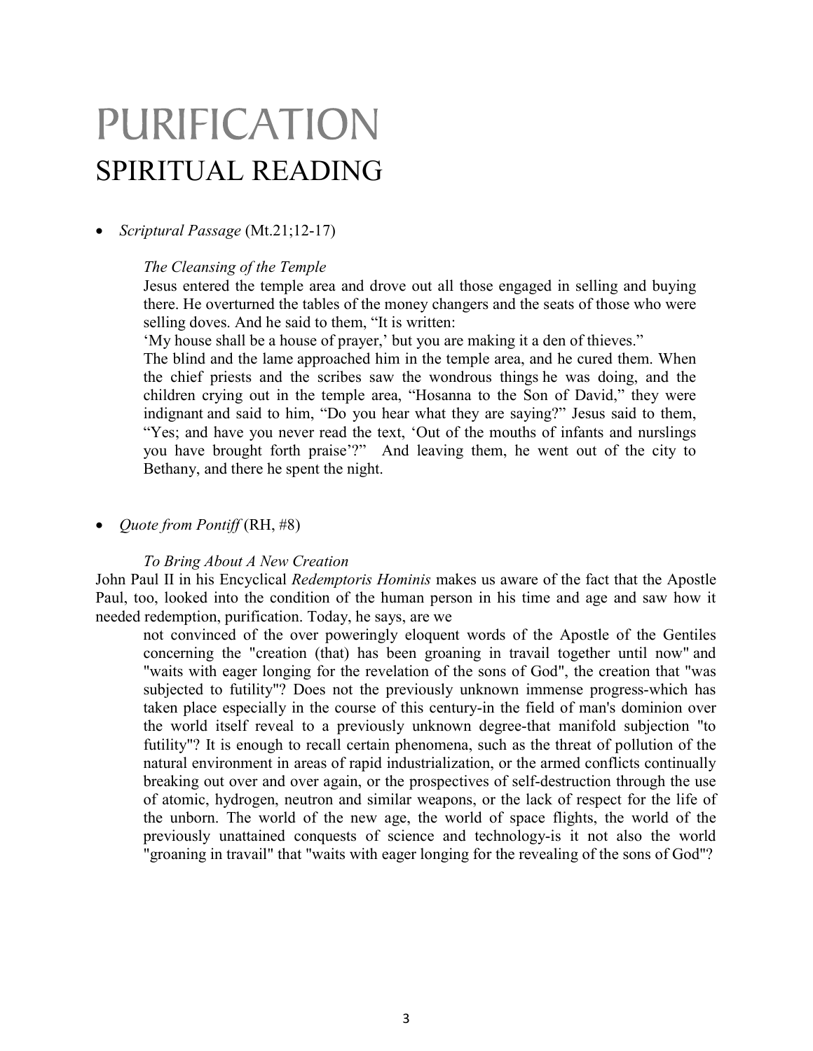# PURIFICATION

## SPIRITUAL READING

- *Scriptural Passage* (Mt.21;12-17)

> *The Cleansing of the Temple*
>
> Jesus entered the temple area and drove out all those engaged in selling and buying there. He overturned the tables of the money changers and the seats of those who were selling doves. And he said to them, “It is written:
>
> ‘My house shall be a house of prayer,’ but you are making it a den of thieves.”
>
> The blind and the lame approached him in the temple area, and he cured them. When the chief priests and the scribes saw the wondrous things he was doing, and the children crying out in the temple area, “Hosanna to the Son of David,” they were indignant and said to him, “Do you hear what they are saying?” Jesus said to them, “Yes; and have you never read the text, ‘Out of the mouths of infants and nurslings you have brought forth praise’?” And leaving them, he went out of the city to Bethany, and there he spent the night.

- *Quote from Pontiff* (RH, #8)

> *To Bring About A New Creation*

John Paul II in his Encyclical *Redemptoris Hominis* makes us aware of the fact that the Apostle Paul, too, looked into the condition of the human person in his time and age and saw how it needed redemption, purification. Today, he says, are we

> not convinced of the over poweringly eloquent words of the Apostle of the Gentiles concerning the "creation (that) has been groaning in travail together until now" and "waits with eager longing for the revelation of the sons of God", the creation that "was subjected to futility"? Does not the previously unknown immense progress-which has taken place especially in the course of this century-in the field of man's dominion over the world itself reveal to a previously unknown degree-that manifold subjection "to futility"? It is enough to recall certain phenomena, such as the threat of pollution of the natural environment in areas of rapid industrialization, or the armed conflicts continually breaking out over and over again, or the prospectives of self-destruction through the use of atomic, hydrogen, neutron and similar weapons, or the lack of respect for the life of the unborn. The world of the new age, the world of space flights, the world of the previously unattained conquests of science and technology-is it not also the world "groaning in travail" that "waits with eager longing for the revealing of the sons of God"?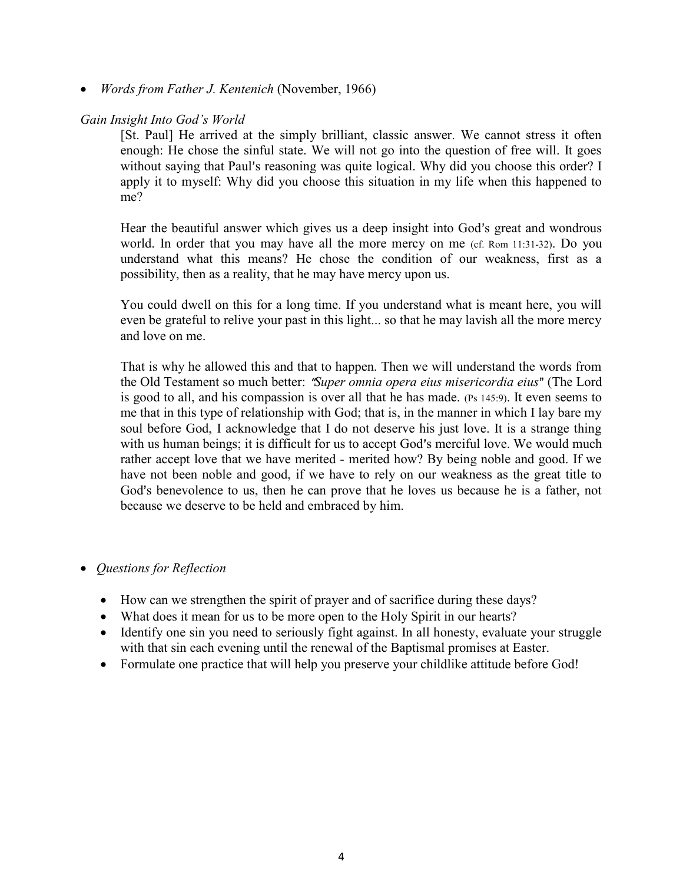- *Words from Father J. Kentenich* (November, 1966)

*Gain Insight Into God's World*

> [St. Paul] He arrived at the simply brilliant, classic answer. We cannot stress it often enough: He chose the sinful state. We will not go into the question of free will. It goes without saying that Paul's reasoning was quite logical. Why did you choose this order? I apply it to myself: Why did you choose this situation in my life when this happened to me?
>
> Hear the beautiful answer which gives us a deep insight into God's great and wondrous world. In order that you may have all the more mercy on me (cf. Rom 11:31-32). Do you understand what this means? He chose the condition of our weakness, first as a possibility, then as a reality, that he may have mercy upon us.
>
> You could dwell on this for a long time. If you understand what is meant here, you will even be grateful to relive your past in this light... so that he may lavish all the more mercy and love on me.
>
> That is why he allowed this and that to happen. Then we will understand the words from the Old Testament so much better: "*Super omnia opera eius misericordia eius*" (The Lord is good to all, and his compassion is over all that he has made. (Ps 145:9). It even seems to me that in this type of relationship with God; that is, in the manner in which I lay bare my soul before God, I acknowledge that I do not deserve his just love. It is a strange thing with us human beings; it is difficult for us to accept God's merciful love. We would much rather accept love that we have merited - merited how? By being noble and good. If we have not been noble and good, if we have to rely on our weakness as the great title to God's benevolence to us, then he can prove that he loves us because he is a father, not because we deserve to be held and embraced by him.

- *Questions for Reflection*

  - How can we strengthen the spirit of prayer and of sacrifice during these days?
  - What does it mean for us to be more open to the Holy Spirit in our hearts?
  - Identify one sin you need to seriously fight against. In all honesty, evaluate your struggle with that sin each evening until the renewal of the Baptismal promises at Easter.
  - Formulate one practice that will help you preserve your childlike attitude before God!